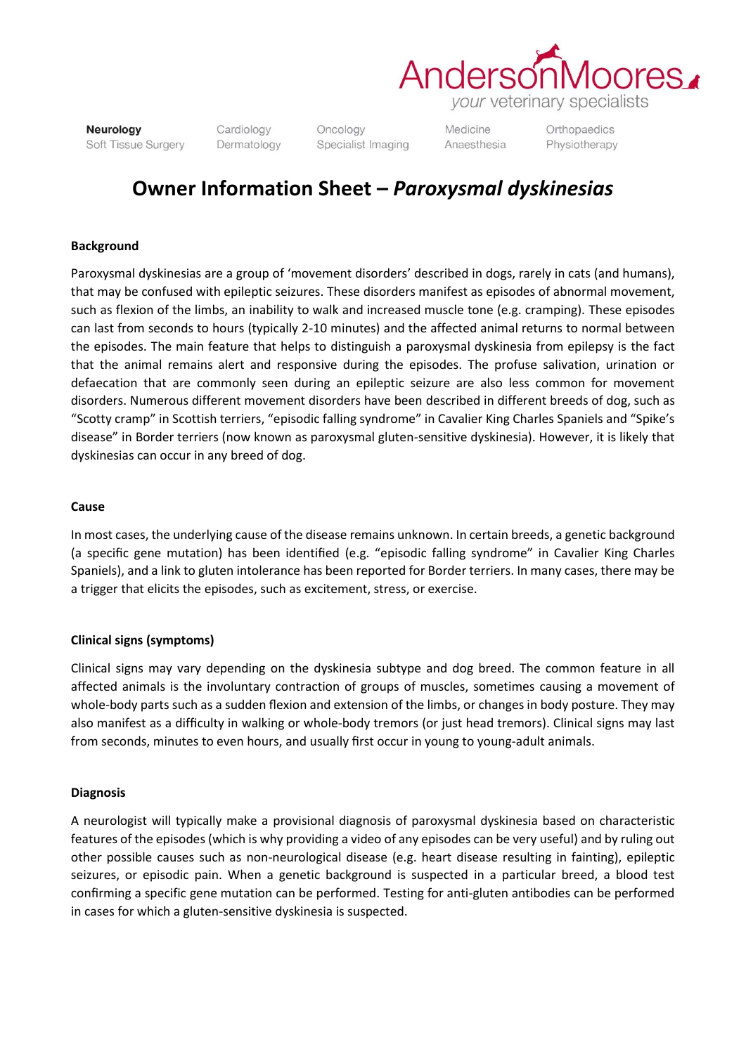# Owner Information Sheet – *Paroxysmal dyskinesias*

## Background

Paroxysmal dyskinesias are a group of 'movement disorders' described in dogs, rarely in cats (and humans), that may be confused with epileptic seizures. These disorders manifest as episodes of abnormal movement, such as flexion of the limbs, an inability to walk and increased muscle tone (e.g. cramping). These episodes can last from seconds to hours (typically 2-10 minutes) and the affected animal returns to normal between the episodes. The main feature that helps to distinguish a paroxysmal dyskinesia from epilepsy is the fact that the animal remains alert and responsive during the episodes. The profuse salivation, urination or defaecation that are commonly seen during an epileptic seizure are also less common for movement disorders. Numerous different movement disorders have been described in different breeds of dog, such as "Scotty cramp" in Scottish terriers, "episodic falling syndrome" in Cavalier King Charles Spaniels and "Spike's disease" in Border terriers (now known as paroxysmal gluten-sensitive dyskinesia). However, it is likely that dyskinesias can occur in any breed of dog.

## Cause

In most cases, the underlying cause of the disease remains unknown. In certain breeds, a genetic background (a specific gene mutation) has been identified (e.g. "episodic falling syndrome" in Cavalier King Charles Spaniels), and a link to gluten intolerance has been reported for Border terriers. In many cases, there may be a trigger that elicits the episodes, such as excitement, stress, or exercise.

## Clinical signs (symptoms)

Clinical signs may vary depending on the dyskinesia subtype and dog breed. The common feature in all affected animals is the involuntary contraction of groups of muscles, sometimes causing a movement of whole-body parts such as a sudden flexion and extension of the limbs, or changes in body posture. They may also manifest as a difficulty in walking or whole-body tremors (or just head tremors). Clinical signs may last from seconds, minutes to even hours, and usually first occur in young to young-adult animals.

## Diagnosis

A neurologist will typically make a provisional diagnosis of paroxysmal dyskinesia based on characteristic features of the episodes (which is why providing a video of any episodes can be very useful) and by ruling out other possible causes such as non-neurological disease (e.g. heart disease resulting in fainting), epileptic seizures, or episodic pain. When a genetic background is suspected in a particular breed, a blood test confirming a specific gene mutation can be performed. Testing for anti-gluten antibodies can be performed in cases for which a gluten-sensitive dyskinesia is suspected.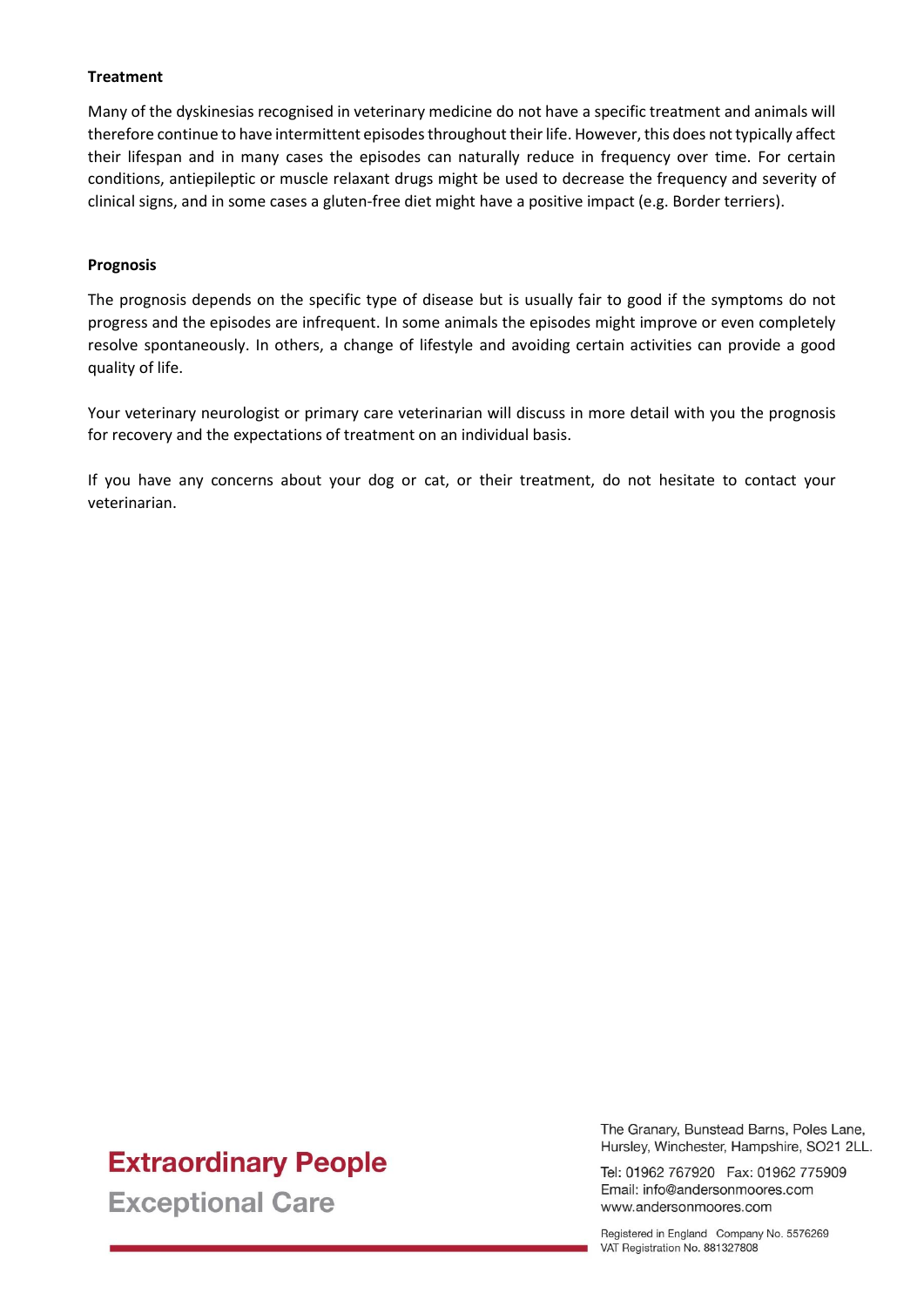**Treatment**

Many of the dyskinesias recognised in veterinary medicine do not have a specific treatment and animals will therefore continue to have intermittent episodes throughout their life. However, this does not typically affect their lifespan and in many cases the episodes can naturally reduce in frequency over time. For certain conditions, antiepileptic or muscle relaxant drugs might be used to decrease the frequency and severity of clinical signs, and in some cases a gluten-free diet might have a positive impact (e.g. Border terriers).

**Prognosis**

The prognosis depends on the specific type of disease but is usually fair to good if the symptoms do not progress and the episodes are infrequent. In some animals the episodes might improve or even completely resolve spontaneously. In others, a change of lifestyle and avoiding certain activities can provide a good quality of life.

Your veterinary neurologist or primary care veterinarian will discuss in more detail with you the prognosis for recovery and the expectations of treatment on an individual basis.

If you have any concerns about your dog or cat, or their treatment, do not hesitate to contact your veterinarian.

**Extraordinary People**
**Exceptional Care**

The Granary, Bunstead Barns, Poles Lane, Hursley, Winchester, Hampshire, SO21 2LL.

Tel: 01962 767920 Fax: 01962 775909
Email: info@andersonmoores.com
www.andersonmoores.com

Registered in England Company No. 5576269
VAT Registration No. 881327808